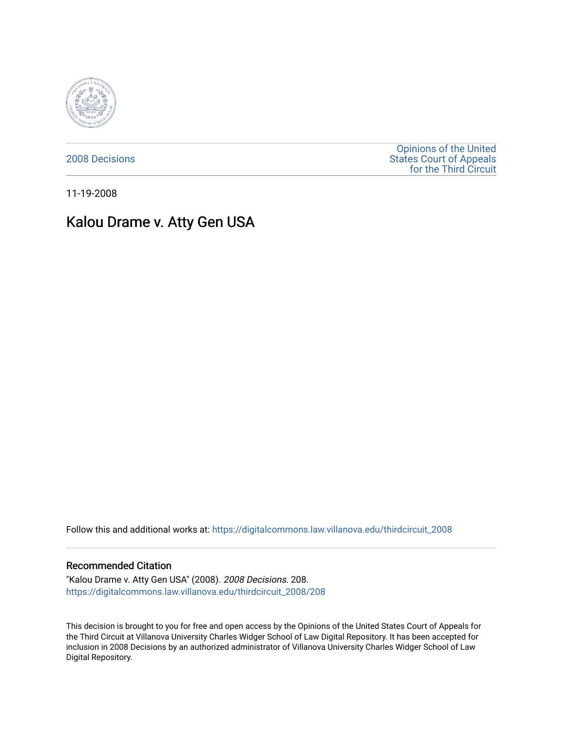2008 Decisions

Opinions of the United States Court of Appeals for the Third Circuit

11-19-2008

# Kalou Drame v. Atty Gen USA

Follow this and additional works at: https://digitalcommons.law.villanova.edu/thirdcircuit_2008

## Recommended Citation

"Kalou Drame v. Atty Gen USA" (2008). *2008 Decisions*. 208.
https://digitalcommons.law.villanova.edu/thirdcircuit_2008/208

This decision is brought to you for free and open access by the Opinions of the United States Court of Appeals for the Third Circuit at Villanova University Charles Widger School of Law Digital Repository. It has been accepted for inclusion in 2008 Decisions by an authorized administrator of Villanova University Charles Widger School of Law Digital Repository.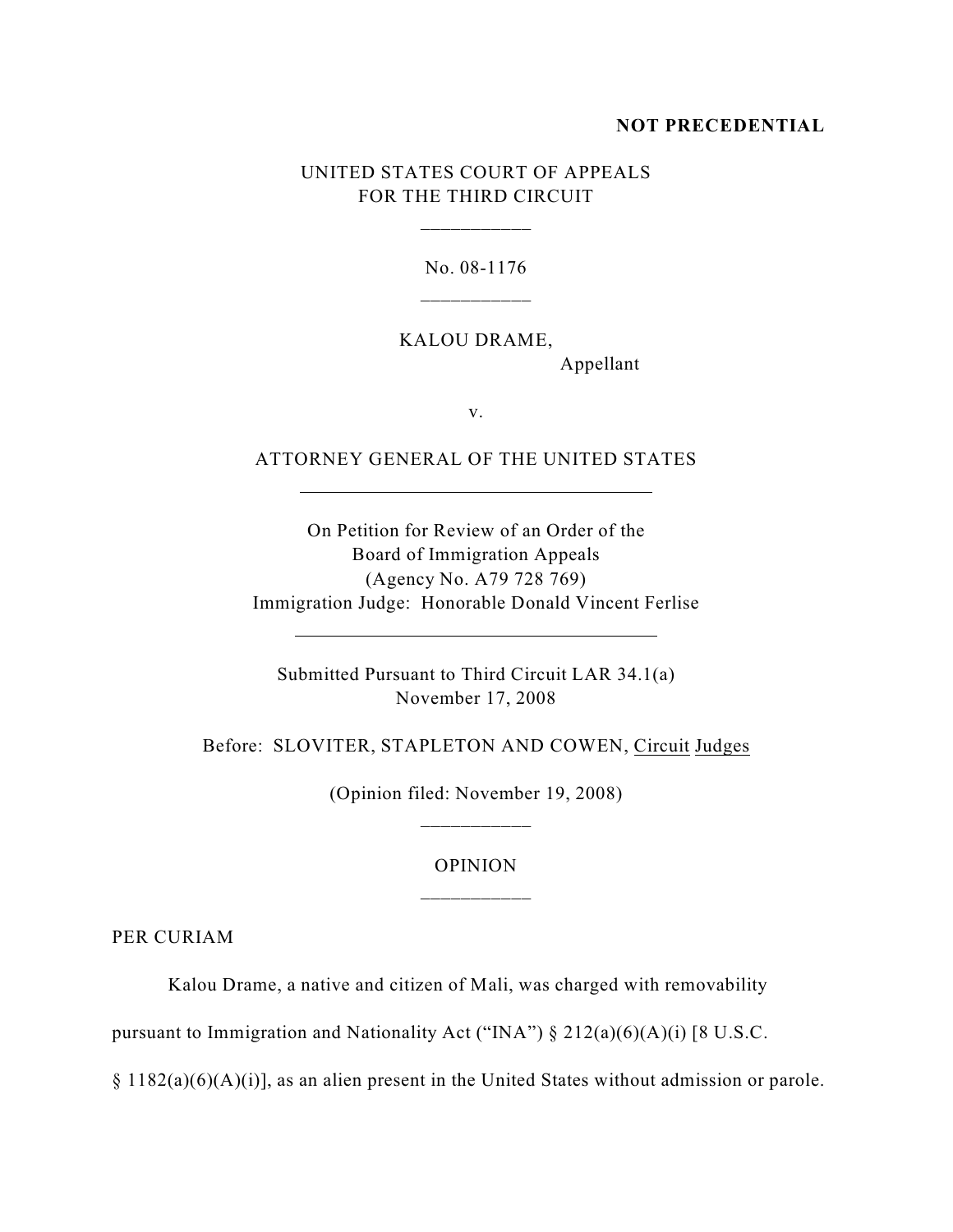**NOT PRECEDENTIAL**

UNITED STATES COURT OF APPEALS
FOR THE THIRD CIRCUIT

\_\_\_\_\_\_\_\_\_\_\_

No. 08-1176

\_\_\_\_\_\_\_\_\_\_\_

KALOU DRAME,
Appellant

v.

ATTORNEY GENERAL OF THE UNITED STATES

---

On Petition for Review of an Order of the
Board of Immigration Appeals
(Agency No. A79 728 769)
Immigration Judge: Honorable Donald Vincent Ferlise

---

Submitted Pursuant to Third Circuit LAR 34.1(a)
November 17, 2008

Before: SLOVITER, STAPLETON AND COWEN, Circuit Judges

(Opinion filed: November 19, 2008)

\_\_\_\_\_\_\_\_\_\_\_

OPINION

\_\_\_\_\_\_\_\_\_\_\_

PER CURIAM

Kalou Drame, a native and citizen of Mali, was charged with removability pursuant to Immigration and Nationality Act ("INA") § 212(a)(6)(A)(i) [8 U.S.C. § 1182(a)(6)(A)(i)], as an alien present in the United States without admission or parole.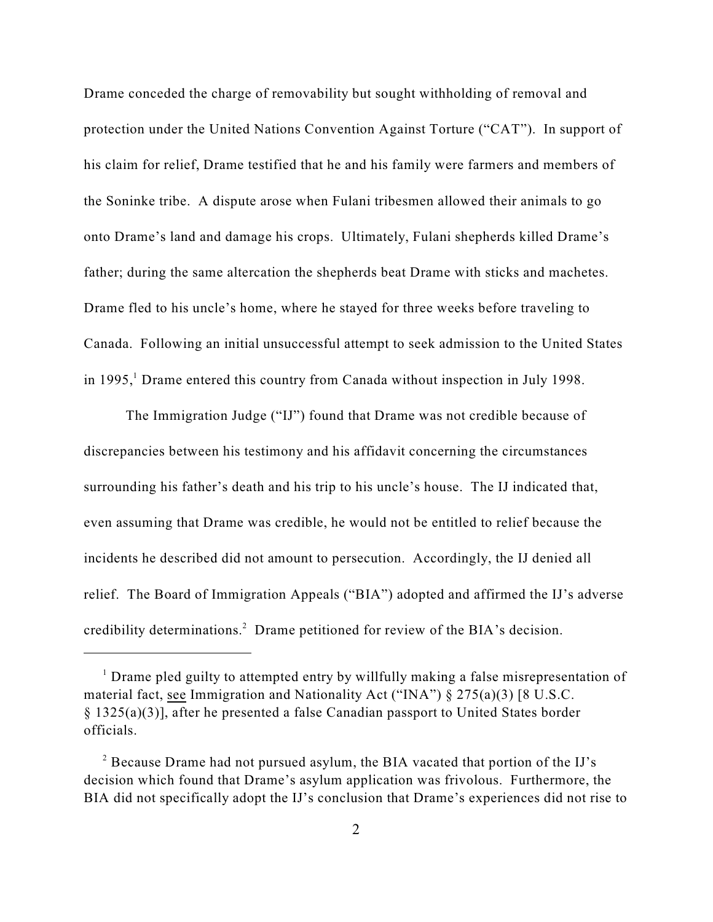Drame conceded the charge of removability but sought withholding of removal and protection under the United Nations Convention Against Torture ("CAT"). In support of his claim for relief, Drame testified that he and his family were farmers and members of the Soninke tribe. A dispute arose when Fulani tribesmen allowed their animals to go onto Drame's land and damage his crops. Ultimately, Fulani shepherds killed Drame's father; during the same altercation the shepherds beat Drame with sticks and machetes. Drame fled to his uncle's home, where he stayed for three weeks before traveling to Canada. Following an initial unsuccessful attempt to seek admission to the United States in 1995,[1] Drame entered this country from Canada without inspection in July 1998.

The Immigration Judge ("IJ") found that Drame was not credible because of discrepancies between his testimony and his affidavit concerning the circumstances surrounding his father's death and his trip to his uncle's house. The IJ indicated that, even assuming that Drame was credible, he would not be entitled to relief because the incidents he described did not amount to persecution. Accordingly, the IJ denied all relief. The Board of Immigration Appeals ("BIA") adopted and affirmed the IJ's adverse credibility determinations.[2] Drame petitioned for review of the BIA's decision.

---

[1] Drame pled guilty to attempted entry by willfully making a false misrepresentation of material fact, see Immigration and Nationality Act ("INA") § 275(a)(3) [8 U.S.C. § 1325(a)(3)], after he presented a false Canadian passport to United States border officials.

[2] Because Drame had not pursued asylum, the BIA vacated that portion of the IJ's decision which found that Drame's asylum application was frivolous. Furthermore, the BIA did not specifically adopt the IJ's conclusion that Drame's experiences did not rise to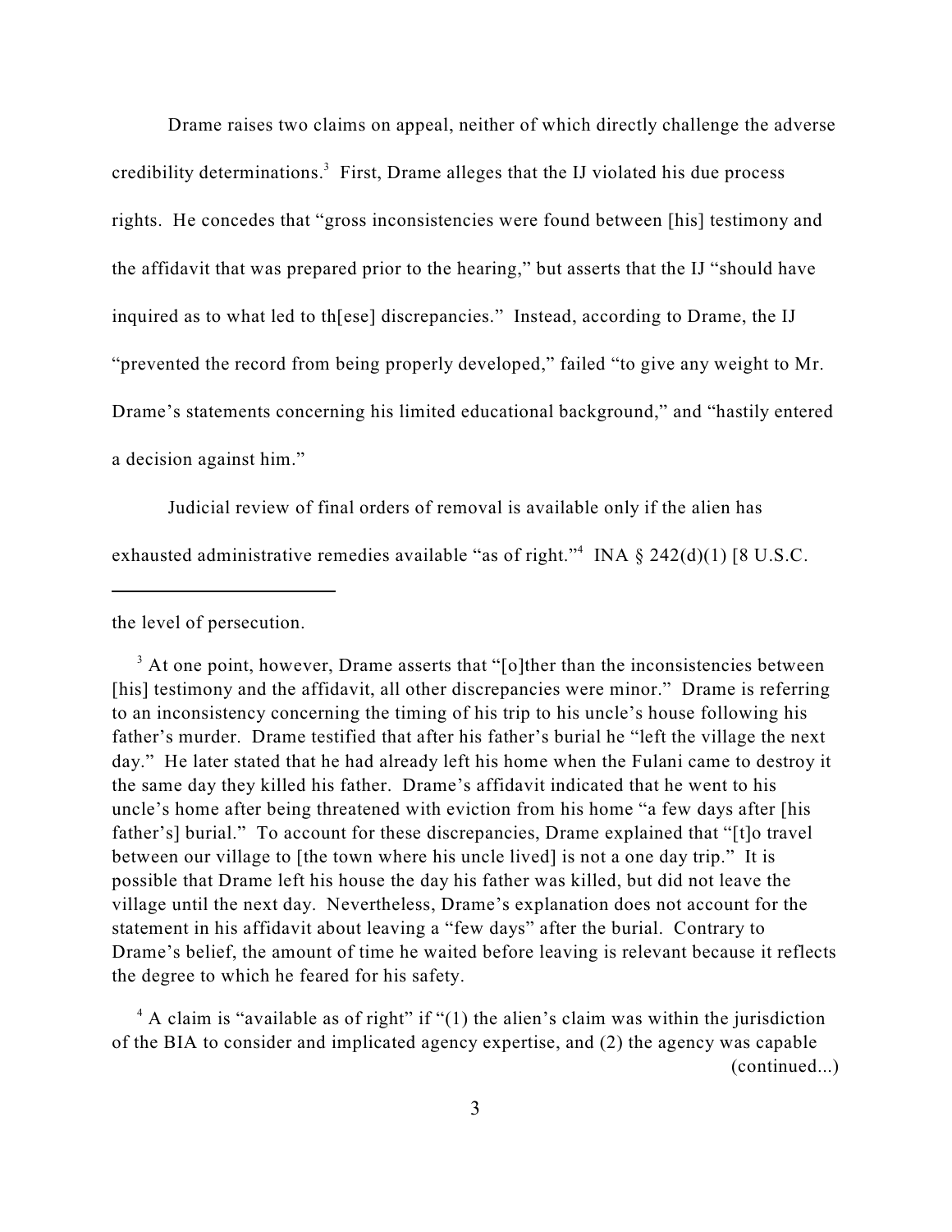Drame raises two claims on appeal, neither of which directly challenge the adverse credibility determinations.[3] First, Drame alleges that the IJ violated his due process rights. He concedes that "gross inconsistencies were found between [his] testimony and the affidavit that was prepared prior to the hearing," but asserts that the IJ "should have inquired as to what led to th[ese] discrepancies." Instead, according to Drame, the IJ "prevented the record from being properly developed," failed "to give any weight to Mr. Drame's statements concerning his limited educational background," and "hastily entered a decision against him."

Judicial review of final orders of removal is available only if the alien has exhausted administrative remedies available "as of right."[4] INA § 242(d)(1) [8 U.S.C.

---

the level of persecution.

[3] At one point, however, Drame asserts that "[o]ther than the inconsistencies between [his] testimony and the affidavit, all other discrepancies were minor." Drame is referring to an inconsistency concerning the timing of his trip to his uncle's house following his father's murder. Drame testified that after his father's burial he "left the village the next day." He later stated that he had already left his home when the Fulani came to destroy it the same day they killed his father. Drame's affidavit indicated that he went to his uncle's home after being threatened with eviction from his home "a few days after [his father's] burial." To account for these discrepancies, Drame explained that "[t]o travel between our village to [the town where his uncle lived] is not a one day trip." It is possible that Drame left his house the day his father was killed, but did not leave the village until the next day. Nevertheless, Drame's explanation does not account for the statement in his affidavit about leaving a "few days" after the burial. Contrary to Drame's belief, the amount of time he waited before leaving is relevant because it reflects the degree to which he feared for his safety.

[4] A claim is "available as of right" if "(1) the alien's claim was within the jurisdiction of the BIA to consider and implicated agency expertise, and (2) the agency was capable (continued...)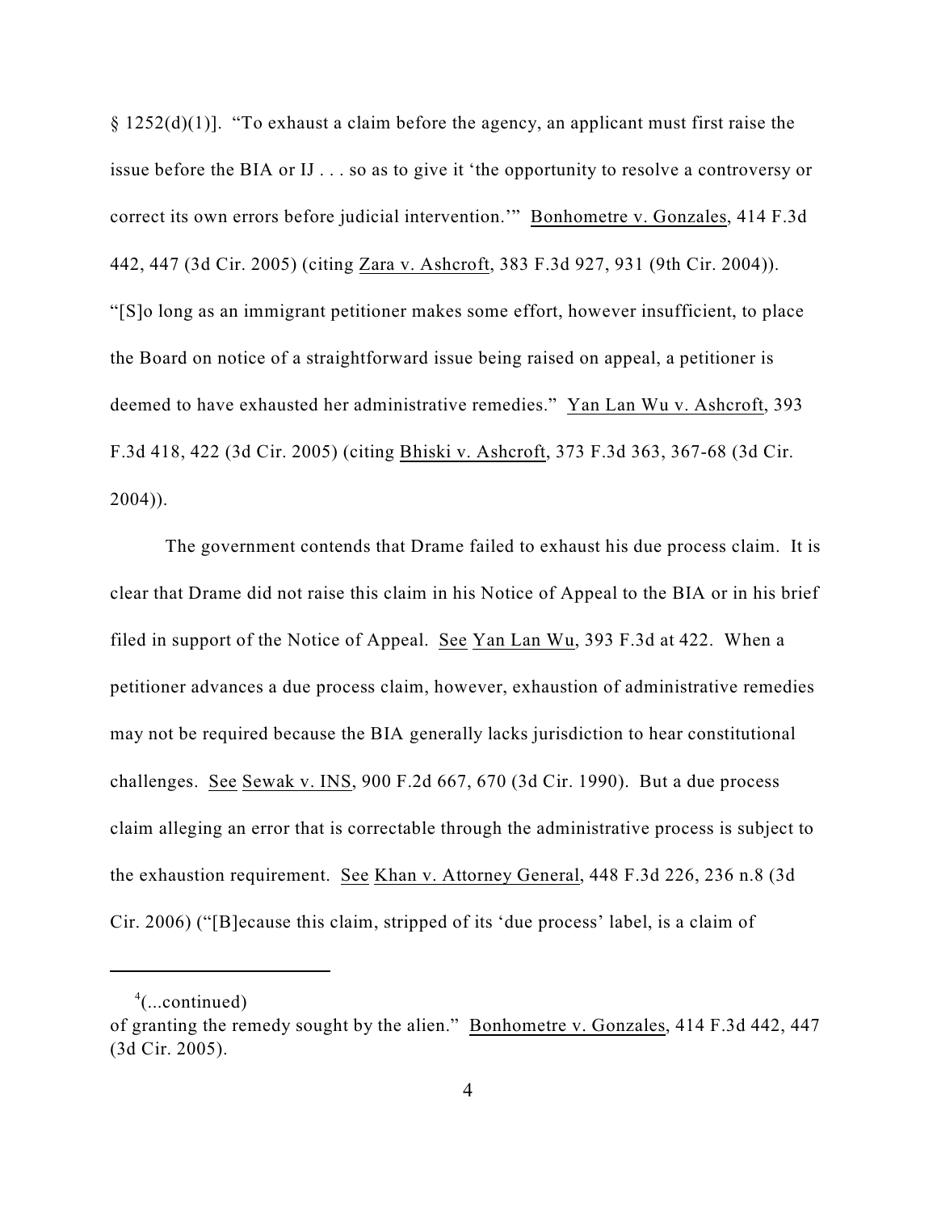§ 1252(d)(1)]. "To exhaust a claim before the agency, an applicant must first raise the issue before the BIA or IJ . . . so as to give it 'the opportunity to resolve a controversy or correct its own errors before judicial intervention.'" Bonhometre v. Gonzales, 414 F.3d 442, 447 (3d Cir. 2005) (citing Zara v. Ashcroft, 383 F.3d 927, 931 (9th Cir. 2004)). "[S]o long as an immigrant petitioner makes some effort, however insufficient, to place the Board on notice of a straightforward issue being raised on appeal, a petitioner is deemed to have exhausted her administrative remedies." Yan Lan Wu v. Ashcroft, 393 F.3d 418, 422 (3d Cir. 2005) (citing Bhiski v. Ashcroft, 373 F.3d 363, 367-68 (3d Cir. 2004)).

The government contends that Drame failed to exhaust his due process claim. It is clear that Drame did not raise this claim in his Notice of Appeal to the BIA or in his brief filed in support of the Notice of Appeal. See Yan Lan Wu, 393 F.3d at 422. When a petitioner advances a due process claim, however, exhaustion of administrative remedies may not be required because the BIA generally lacks jurisdiction to hear constitutional challenges. See Sewak v. INS, 900 F.2d 667, 670 (3d Cir. 1990). But a due process claim alleging an error that is correctable through the administrative process is subject to the exhaustion requirement. See Khan v. Attorney General, 448 F.3d 226, 236 n.8 (3d Cir. 2006) ("[B]ecause this claim, stripped of its 'due process' label, is a claim of

---

[4](...continued)
of granting the remedy sought by the alien." Bonhometre v. Gonzales, 414 F.3d 442, 447 (3d Cir. 2005).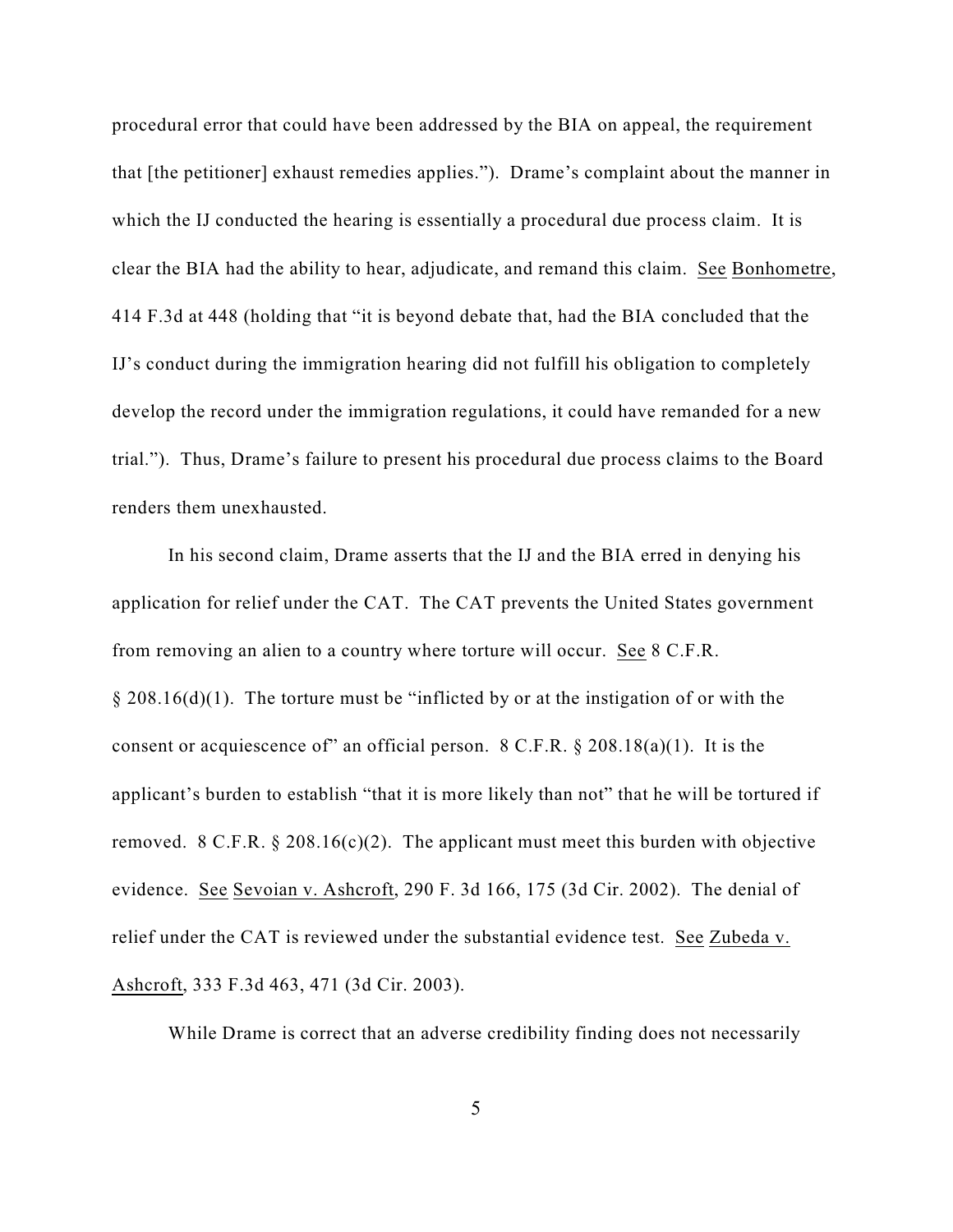procedural error that could have been addressed by the BIA on appeal, the requirement that [the petitioner] exhaust remedies applies."). Drame's complaint about the manner in which the IJ conducted the hearing is essentially a procedural due process claim. It is clear the BIA had the ability to hear, adjudicate, and remand this claim. See Bonhometre, 414 F.3d at 448 (holding that "it is beyond debate that, had the BIA concluded that the IJ's conduct during the immigration hearing did not fulfill his obligation to completely develop the record under the immigration regulations, it could have remanded for a new trial."). Thus, Drame's failure to present his procedural due process claims to the Board renders them unexhausted.

In his second claim, Drame asserts that the IJ and the BIA erred in denying his application for relief under the CAT. The CAT prevents the United States government from removing an alien to a country where torture will occur. See 8 C.F.R. § 208.16(d)(1). The torture must be "inflicted by or at the instigation of or with the consent or acquiescence of" an official person. 8 C.F.R. § 208.18(a)(1). It is the applicant's burden to establish "that it is more likely than not" that he will be tortured if removed. 8 C.F.R. § 208.16(c)(2). The applicant must meet this burden with objective evidence. See Sevoian v. Ashcroft, 290 F. 3d 166, 175 (3d Cir. 2002). The denial of relief under the CAT is reviewed under the substantial evidence test. See Zubeda v. Ashcroft, 333 F.3d 463, 471 (3d Cir. 2003).

While Drame is correct that an adverse credibility finding does not necessarily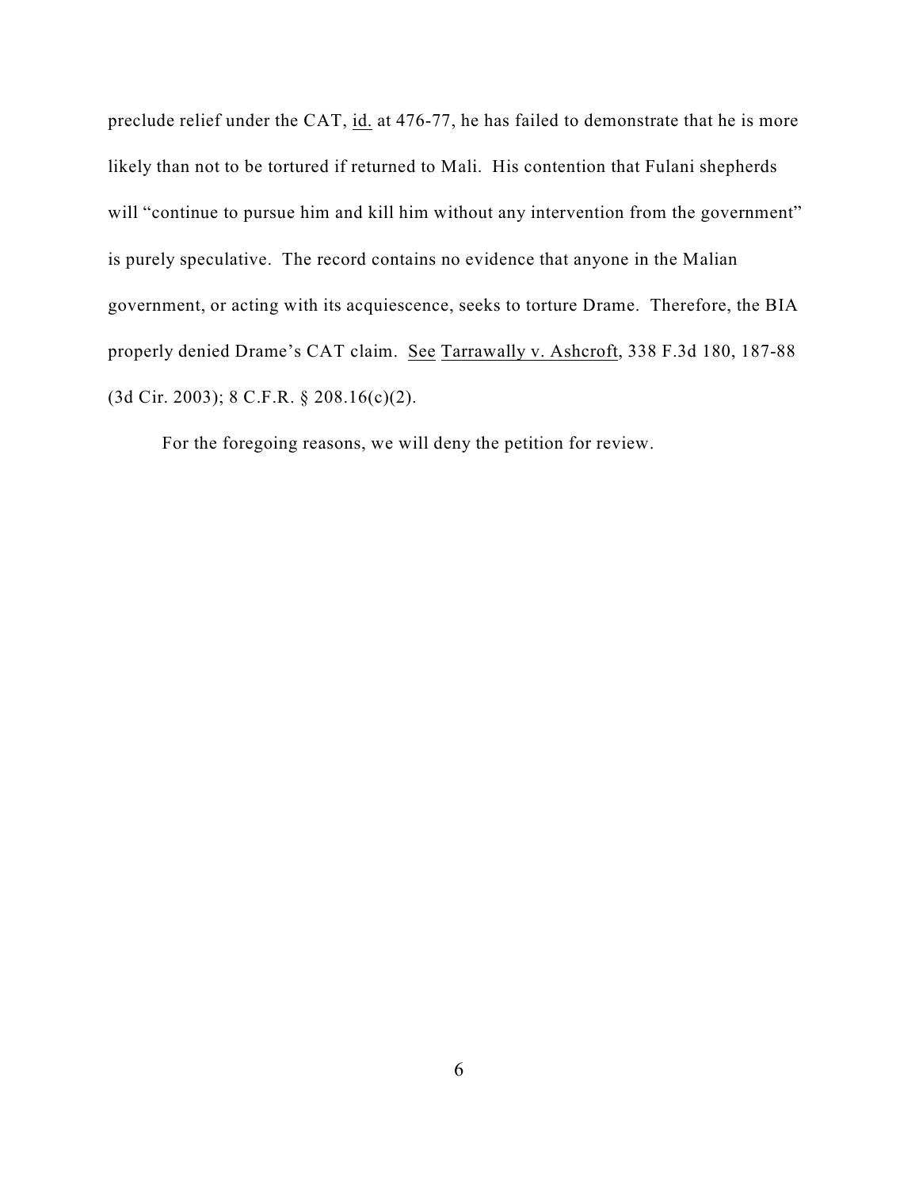preclude relief under the CAT, id. at 476-77, he has failed to demonstrate that he is more likely than not to be tortured if returned to Mali. His contention that Fulani shepherds will "continue to pursue him and kill him without any intervention from the government" is purely speculative. The record contains no evidence that anyone in the Malian government, or acting with its acquiescence, seeks to torture Drame. Therefore, the BIA properly denied Drame's CAT claim. See Tarrawally v. Ashcroft, 338 F.3d 180, 187-88 (3d Cir. 2003); 8 C.F.R. § 208.16(c)(2).

For the foregoing reasons, we will deny the petition for review.